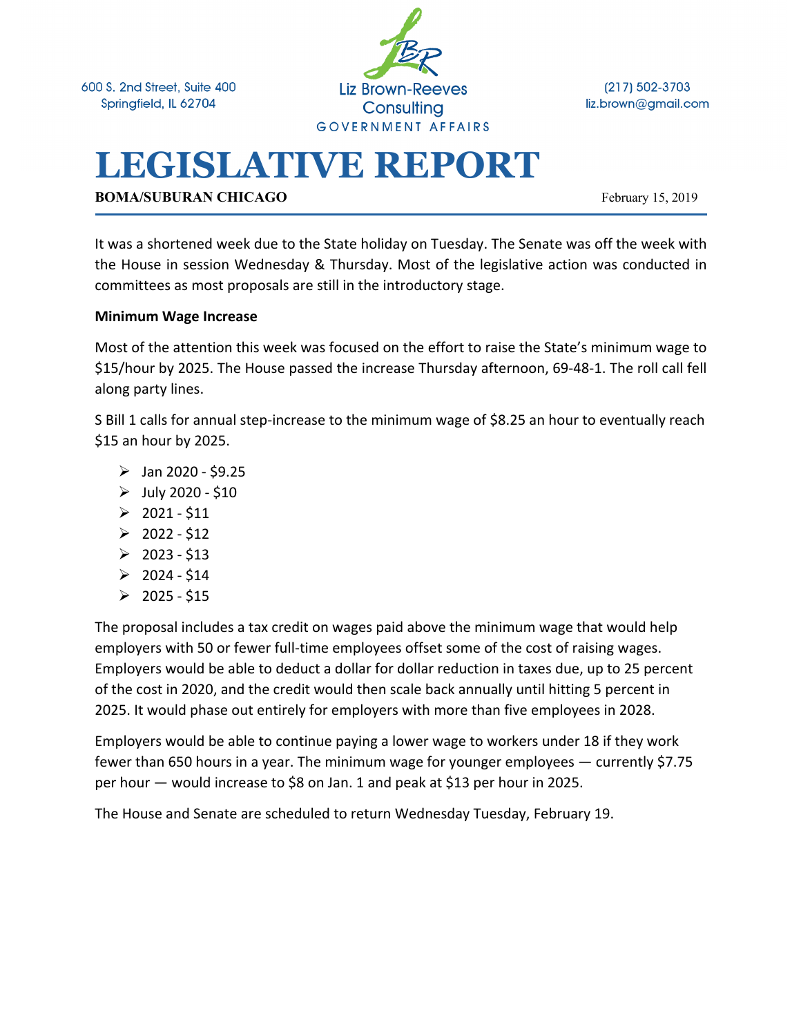600 S. 2nd Street, Suite 400
Springfield, IL 62704

Liz Brown-Reeves Consulting
GOVERNMENT AFFAIRS

(217) 502-3703
liz.brown@gmail.com

# LEGISLATIVE REPORT

**BOMA/SUBURAN CHICAGO** February 15, 2019

It was a shortened week due to the State holiday on Tuesday. The Senate was off the week with the House in session Wednesday & Thursday. Most of the legislative action was conducted in committees as most proposals are still in the introductory stage.

**Minimum Wage Increase**

Most of the attention this week was focused on the effort to raise the State's minimum wage to $15/hour by 2025. The House passed the increase Thursday afternoon, 69-48-1. The roll call fell along party lines.

S Bill 1 calls for annual step-increase to the minimum wage of $8.25 an hour to eventually reach $15 an hour by 2025.

- Jan 2020 - $9.25
- July 2020 - $10
- 2021 - $11
- 2022 - $12
- 2023 - $13
- 2024 - $14
- 2025 - $15

The proposal includes a tax credit on wages paid above the minimum wage that would help employers with 50 or fewer full-time employees offset some of the cost of raising wages. Employers would be able to deduct a dollar for dollar reduction in taxes due, up to 25 percent of the cost in 2020, and the credit would then scale back annually until hitting 5 percent in 2025. It would phase out entirely for employers with more than five employees in 2028.

Employers would be able to continue paying a lower wage to workers under 18 if they work fewer than 650 hours in a year. The minimum wage for younger employees — currently $7.75 per hour — would increase to $8 on Jan. 1 and peak at $13 per hour in 2025.

The House and Senate are scheduled to return Wednesday Tuesday, February 19.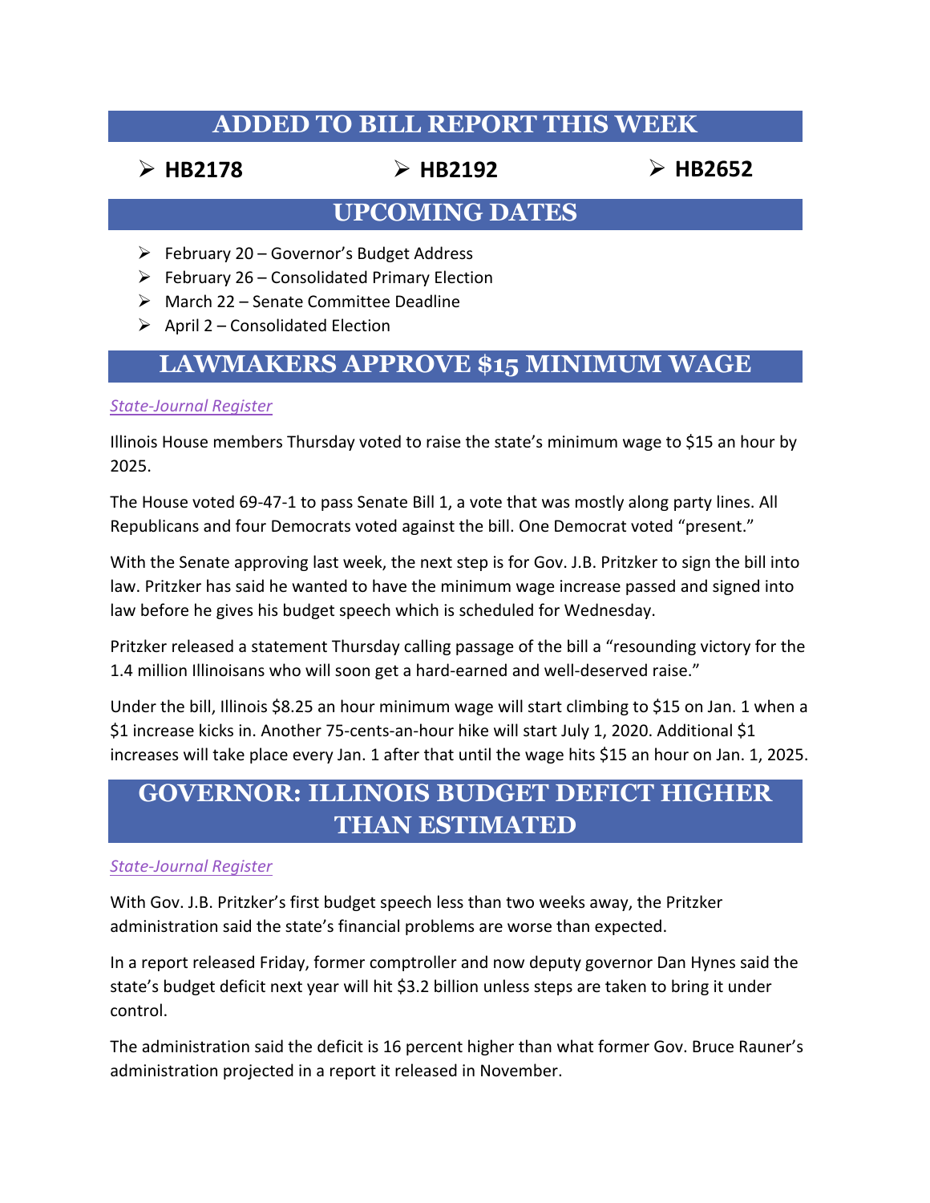## ADDED TO BILL REPORT THIS WEEK

- **HB2178**
- **HB2192**
- **HB2652**

## UPCOMING DATES

- February 20 – Governor's Budget Address
- February 26 – Consolidated Primary Election
- March 22 – Senate Committee Deadline
- April 2 – Consolidated Election

## LAWMAKERS APPROVE $15 MINIMUM WAGE

*State-Journal Register*

Illinois House members Thursday voted to raise the state's minimum wage to $15 an hour by 2025.

The House voted 69-47-1 to pass Senate Bill 1, a vote that was mostly along party lines. All Republicans and four Democrats voted against the bill. One Democrat voted "present."

With the Senate approving last week, the next step is for Gov. J.B. Pritzker to sign the bill into law. Pritzker has said he wanted to have the minimum wage increase passed and signed into law before he gives his budget speech which is scheduled for Wednesday.

Pritzker released a statement Thursday calling passage of the bill a "resounding victory for the 1.4 million Illinoisans who will soon get a hard-earned and well-deserved raise."

Under the bill, Illinois $8.25 an hour minimum wage will start climbing to $15 on Jan. 1 when a $1 increase kicks in. Another 75-cents-an-hour hike will start July 1, 2020. Additional $1 increases will take place every Jan. 1 after that until the wage hits $15 an hour on Jan. 1, 2025.

## GOVERNOR: ILLINOIS BUDGET DEFICT HIGHER THAN ESTIMATED

*State-Journal Register*

With Gov. J.B. Pritzker's first budget speech less than two weeks away, the Pritzker administration said the state's financial problems are worse than expected.

In a report released Friday, former comptroller and now deputy governor Dan Hynes said the state's budget deficit next year will hit $3.2 billion unless steps are taken to bring it under control.

The administration said the deficit is 16 percent higher than what former Gov. Bruce Rauner's administration projected in a report it released in November.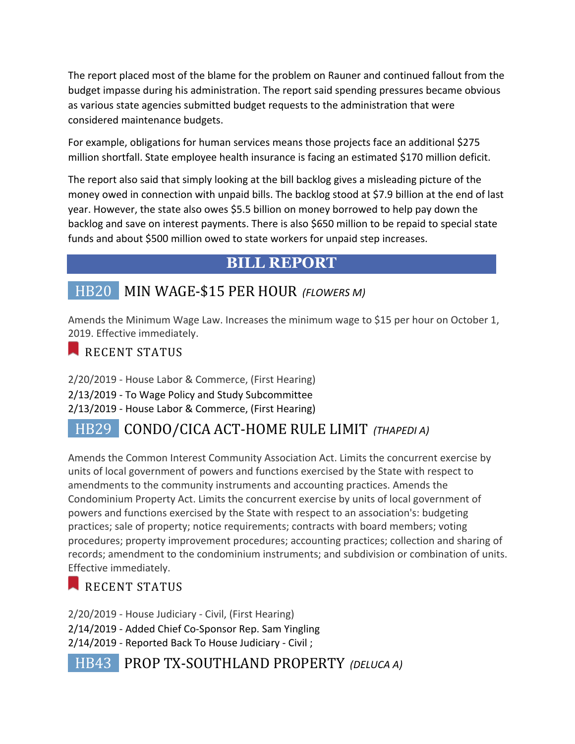The report placed most of the blame for the problem on Rauner and continued fallout from the budget impasse during his administration. The report said spending pressures became obvious as various state agencies submitted budget requests to the administration that were considered maintenance budgets.

For example, obligations for human services means those projects face an additional $275 million shortfall. State employee health insurance is facing an estimated $170 million deficit.

The report also said that simply looking at the bill backlog gives a misleading picture of the money owed in connection with unpaid bills. The backlog stood at $7.9 billion at the end of last year. However, the state also owes $5.5 billion on money borrowed to help pay down the backlog and save on interest payments. There is also $650 million to be repaid to special state funds and about $500 million owed to state workers for unpaid step increases.

## BILL REPORT

### HB20 MIN WAGE-$15 PER HOUR *(FLOWERS M)*

Amends the Minimum Wage Law. Increases the minimum wage to $15 per hour on October 1, 2019. Effective immediately.

#### RECENT STATUS

2/20/2019 - House Labor & Commerce, (First Hearing)
2/13/2019 - To Wage Policy and Study Subcommittee
2/13/2019 - House Labor & Commerce, (First Hearing)

### HB29 CONDO/CICA ACT-HOME RULE LIMIT *(THAPEDI A)*

Amends the Common Interest Community Association Act. Limits the concurrent exercise by units of local government of powers and functions exercised by the State with respect to amendments to the community instruments and accounting practices. Amends the Condominium Property Act. Limits the concurrent exercise by units of local government of powers and functions exercised by the State with respect to an association's: budgeting practices; sale of property; notice requirements; contracts with board members; voting procedures; property improvement procedures; accounting practices; collection and sharing of records; amendment to the condominium instruments; and subdivision or combination of units. Effective immediately.

#### RECENT STATUS

2/20/2019 - House Judiciary - Civil, (First Hearing)
2/14/2019 - Added Chief Co-Sponsor Rep. Sam Yingling
2/14/2019 - Reported Back To House Judiciary - Civil ;

### HB43 PROP TX-SOUTHLAND PROPERTY *(DELUCA A)*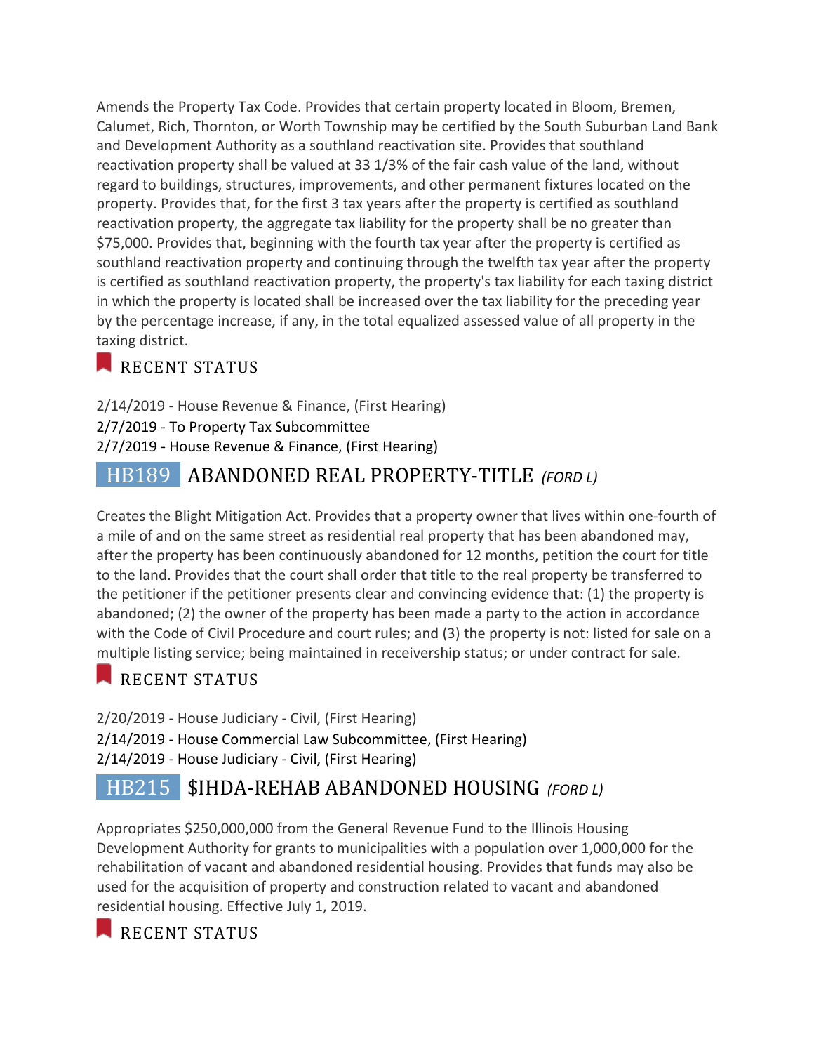Amends the Property Tax Code. Provides that certain property located in Bloom, Bremen, Calumet, Rich, Thornton, or Worth Township may be certified by the South Suburban Land Bank and Development Authority as a southland reactivation site. Provides that southland reactivation property shall be valued at 33 1/3% of the fair cash value of the land, without regard to buildings, structures, improvements, and other permanent fixtures located on the property. Provides that, for the first 3 tax years after the property is certified as southland reactivation property, the aggregate tax liability for the property shall be no greater than $75,000. Provides that, beginning with the fourth tax year after the property is certified as southland reactivation property and continuing through the twelfth tax year after the property is certified as southland reactivation property, the property's tax liability for each taxing district in which the property is located shall be increased over the tax liability for the preceding year by the percentage increase, if any, in the total equalized assessed value of all property in the taxing district.

### RECENT STATUS

2/14/2019 - House Revenue & Finance, (First Hearing)
2/7/2019 - To Property Tax Subcommittee
2/7/2019 - House Revenue & Finance, (First Hearing)

## HB189 ABANDONED REAL PROPERTY-TITLE *(FORD L)*

Creates the Blight Mitigation Act. Provides that a property owner that lives within one-fourth of a mile of and on the same street as residential real property that has been abandoned may, after the property has been continuously abandoned for 12 months, petition the court for title to the land. Provides that the court shall order that title to the real property be transferred to the petitioner if the petitioner presents clear and convincing evidence that: (1) the property is abandoned; (2) the owner of the property has been made a party to the action in accordance with the Code of Civil Procedure and court rules; and (3) the property is not: listed for sale on a multiple listing service; being maintained in receivership status; or under contract for sale.

### RECENT STATUS

2/20/2019 - House Judiciary - Civil, (First Hearing)
2/14/2019 - House Commercial Law Subcommittee, (First Hearing)
2/14/2019 - House Judiciary - Civil, (First Hearing)

## HB215 $IHDA-REHAB ABANDONED HOUSING *(FORD L)*

Appropriates $250,000,000 from the General Revenue Fund to the Illinois Housing Development Authority for grants to municipalities with a population over 1,000,000 for the rehabilitation of vacant and abandoned residential housing. Provides that funds may also be used for the acquisition of property and construction related to vacant and abandoned residential housing. Effective July 1, 2019.

### RECENT STATUS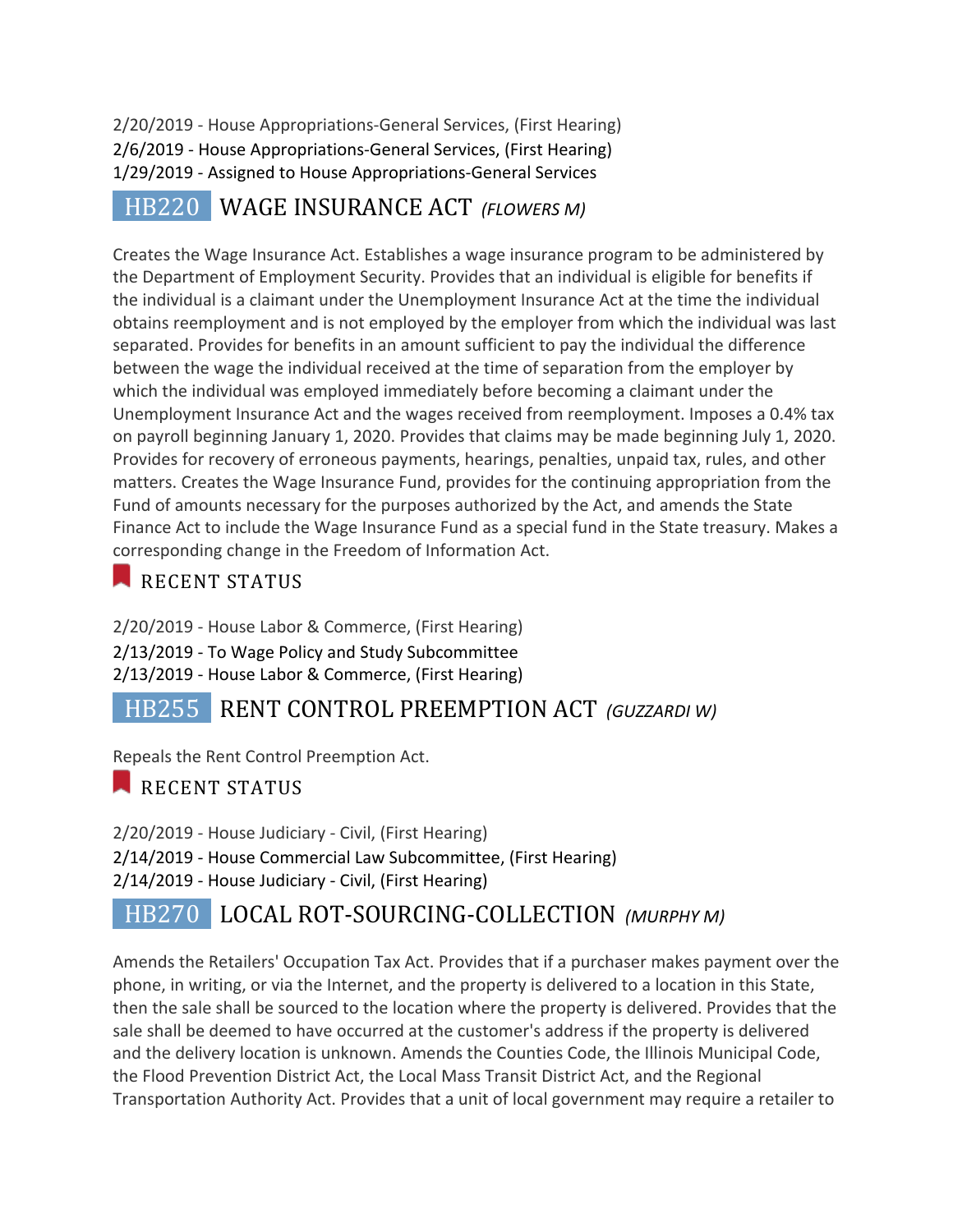2/20/2019 - House Appropriations-General Services, (First Hearing)
2/6/2019 - House Appropriations-General Services, (First Hearing)
1/29/2019 - Assigned to House Appropriations-General Services

## HB220 WAGE INSURANCE ACT *(FLOWERS M)*

Creates the Wage Insurance Act. Establishes a wage insurance program to be administered by the Department of Employment Security. Provides that an individual is eligible for benefits if the individual is a claimant under the Unemployment Insurance Act at the time the individual obtains reemployment and is not employed by the employer from which the individual was last separated. Provides for benefits in an amount sufficient to pay the individual the difference between the wage the individual received at the time of separation from the employer by which the individual was employed immediately before becoming a claimant under the Unemployment Insurance Act and the wages received from reemployment. Imposes a 0.4% tax on payroll beginning January 1, 2020. Provides that claims may be made beginning July 1, 2020. Provides for recovery of erroneous payments, hearings, penalties, unpaid tax, rules, and other matters. Creates the Wage Insurance Fund, provides for the continuing appropriation from the Fund of amounts necessary for the purposes authorized by the Act, and amends the State Finance Act to include the Wage Insurance Fund as a special fund in the State treasury. Makes a corresponding change in the Freedom of Information Act.

### RECENT STATUS

2/20/2019 - House Labor & Commerce, (First Hearing)
2/13/2019 - To Wage Policy and Study Subcommittee
2/13/2019 - House Labor & Commerce, (First Hearing)

## HB255 RENT CONTROL PREEMPTION ACT *(GUZZARDI W)*

Repeals the Rent Control Preemption Act.

### RECENT STATUS

2/20/2019 - House Judiciary - Civil, (First Hearing)
2/14/2019 - House Commercial Law Subcommittee, (First Hearing)
2/14/2019 - House Judiciary - Civil, (First Hearing)

## HB270 LOCAL ROT-SOURCING-COLLECTION *(MURPHY M)*

Amends the Retailers' Occupation Tax Act. Provides that if a purchaser makes payment over the phone, in writing, or via the Internet, and the property is delivered to a location in this State, then the sale shall be sourced to the location where the property is delivered. Provides that the sale shall be deemed to have occurred at the customer's address if the property is delivered and the delivery location is unknown. Amends the Counties Code, the Illinois Municipal Code, the Flood Prevention District Act, the Local Mass Transit District Act, and the Regional Transportation Authority Act. Provides that a unit of local government may require a retailer to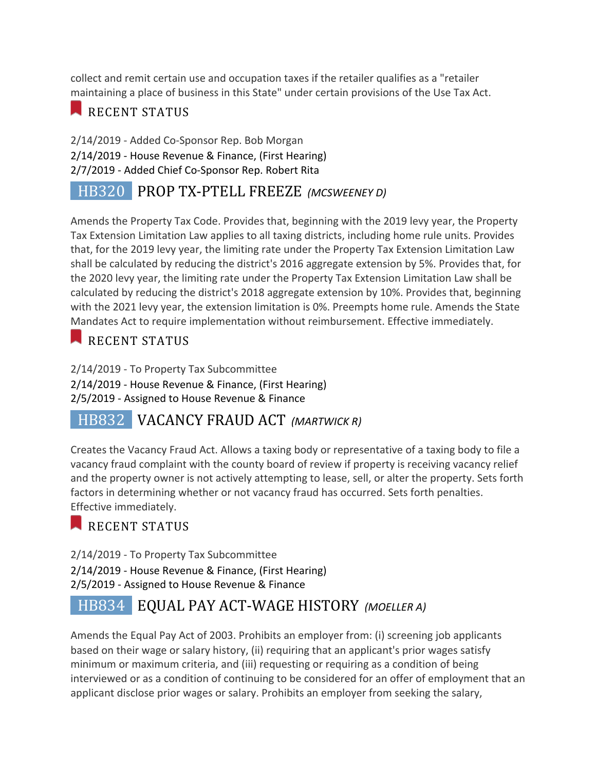collect and remit certain use and occupation taxes if the retailer qualifies as a "retailer maintaining a place of business in this State" under certain provisions of the Use Tax Act.

### RECENT STATUS

2/14/2019 - Added Co-Sponsor Rep. Bob Morgan
2/14/2019 - House Revenue & Finance, (First Hearing)
2/7/2019 - Added Chief Co-Sponsor Rep. Robert Rita

## HB320 PROP TX-PTELL FREEZE *(MCSWEENEY D)*

Amends the Property Tax Code. Provides that, beginning with the 2019 levy year, the Property Tax Extension Limitation Law applies to all taxing districts, including home rule units. Provides that, for the 2019 levy year, the limiting rate under the Property Tax Extension Limitation Law shall be calculated by reducing the district's 2016 aggregate extension by 5%. Provides that, for the 2020 levy year, the limiting rate under the Property Tax Extension Limitation Law shall be calculated by reducing the district's 2018 aggregate extension by 10%. Provides that, beginning with the 2021 levy year, the extension limitation is 0%. Preempts home rule. Amends the State Mandates Act to require implementation without reimbursement. Effective immediately.

### RECENT STATUS

2/14/2019 - To Property Tax Subcommittee
2/14/2019 - House Revenue & Finance, (First Hearing)
2/5/2019 - Assigned to House Revenue & Finance

## HB832 VACANCY FRAUD ACT *(MARTWICK R)*

Creates the Vacancy Fraud Act. Allows a taxing body or representative of a taxing body to file a vacancy fraud complaint with the county board of review if property is receiving vacancy relief and the property owner is not actively attempting to lease, sell, or alter the property. Sets forth factors in determining whether or not vacancy fraud has occurred. Sets forth penalties. Effective immediately.

### RECENT STATUS

2/14/2019 - To Property Tax Subcommittee
2/14/2019 - House Revenue & Finance, (First Hearing)
2/5/2019 - Assigned to House Revenue & Finance

## HB834 EQUAL PAY ACT-WAGE HISTORY *(MOELLER A)*

Amends the Equal Pay Act of 2003. Prohibits an employer from: (i) screening job applicants based on their wage or salary history, (ii) requiring that an applicant's prior wages satisfy minimum or maximum criteria, and (iii) requesting or requiring as a condition of being interviewed or as a condition of continuing to be considered for an offer of employment that an applicant disclose prior wages or salary. Prohibits an employer from seeking the salary,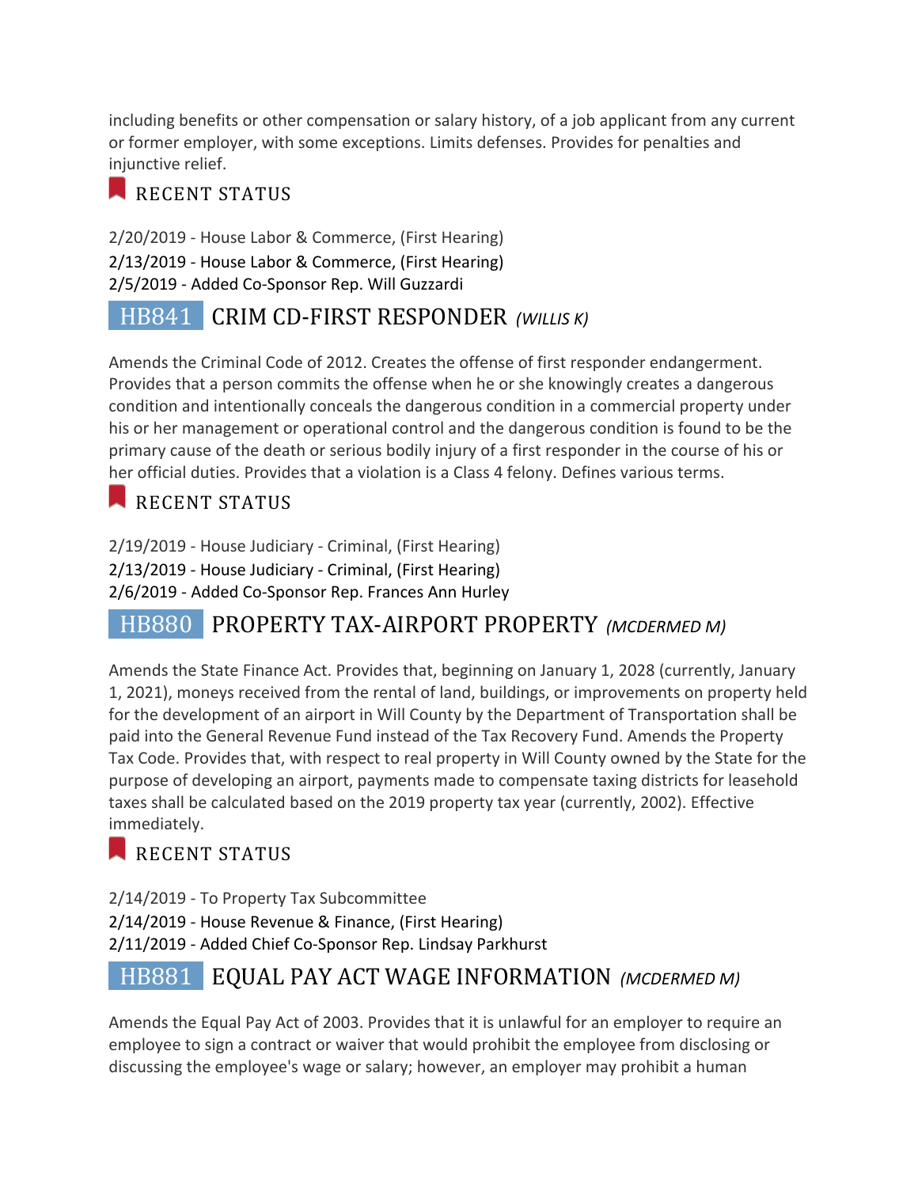including benefits or other compensation or salary history, of a job applicant from any current or former employer, with some exceptions. Limits defenses. Provides for penalties and injunctive relief.

### RECENT STATUS

2/20/2019 - House Labor & Commerce, (First Hearing)
2/13/2019 - House Labor & Commerce, (First Hearing)
2/5/2019 - Added Co-Sponsor Rep. Will Guzzardi

## HB841 CRIM CD-FIRST RESPONDER *(WILLIS K)*

Amends the Criminal Code of 2012. Creates the offense of first responder endangerment. Provides that a person commits the offense when he or she knowingly creates a dangerous condition and intentionally conceals the dangerous condition in a commercial property under his or her management or operational control and the dangerous condition is found to be the primary cause of the death or serious bodily injury of a first responder in the course of his or her official duties. Provides that a violation is a Class 4 felony. Defines various terms.

### RECENT STATUS

2/19/2019 - House Judiciary - Criminal, (First Hearing)
2/13/2019 - House Judiciary - Criminal, (First Hearing)
2/6/2019 - Added Co-Sponsor Rep. Frances Ann Hurley

## HB880 PROPERTY TAX-AIRPORT PROPERTY *(MCDERMED M)*

Amends the State Finance Act. Provides that, beginning on January 1, 2028 (currently, January 1, 2021), moneys received from the rental of land, buildings, or improvements on property held for the development of an airport in Will County by the Department of Transportation shall be paid into the General Revenue Fund instead of the Tax Recovery Fund. Amends the Property Tax Code. Provides that, with respect to real property in Will County owned by the State for the purpose of developing an airport, payments made to compensate taxing districts for leasehold taxes shall be calculated based on the 2019 property tax year (currently, 2002). Effective immediately.

### RECENT STATUS

2/14/2019 - To Property Tax Subcommittee
2/14/2019 - House Revenue & Finance, (First Hearing)
2/11/2019 - Added Chief Co-Sponsor Rep. Lindsay Parkhurst

## HB881 EQUAL PAY ACT WAGE INFORMATION *(MCDERMED M)*

Amends the Equal Pay Act of 2003. Provides that it is unlawful for an employer to require an employee to sign a contract or waiver that would prohibit the employee from disclosing or discussing the employee's wage or salary; however, an employer may prohibit a human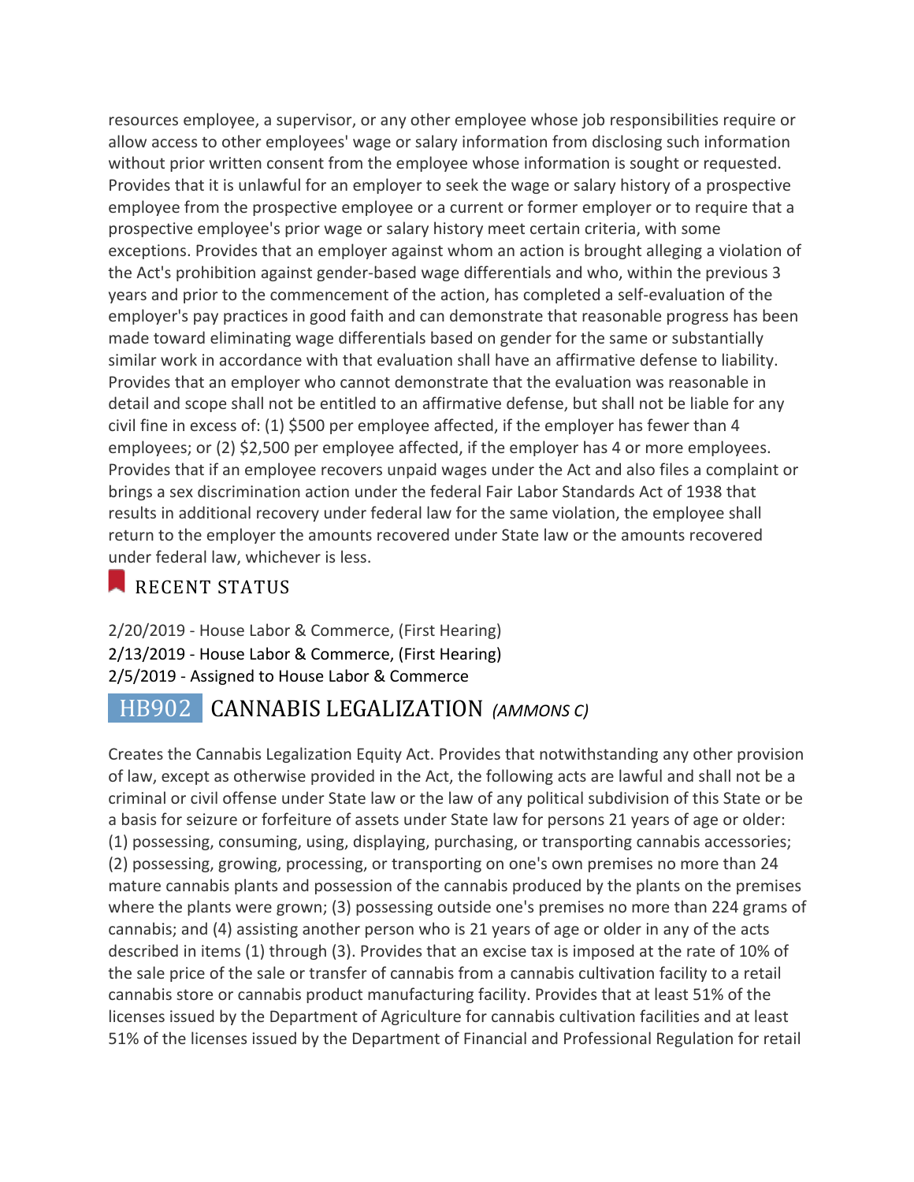resources employee, a supervisor, or any other employee whose job responsibilities require or allow access to other employees' wage or salary information from disclosing such information without prior written consent from the employee whose information is sought or requested. Provides that it is unlawful for an employer to seek the wage or salary history of a prospective employee from the prospective employee or a current or former employer or to require that a prospective employee's prior wage or salary history meet certain criteria, with some exceptions. Provides that an employer against whom an action is brought alleging a violation of the Act's prohibition against gender-based wage differentials and who, within the previous 3 years and prior to the commencement of the action, has completed a self-evaluation of the employer's pay practices in good faith and can demonstrate that reasonable progress has been made toward eliminating wage differentials based on gender for the same or substantially similar work in accordance with that evaluation shall have an affirmative defense to liability. Provides that an employer who cannot demonstrate that the evaluation was reasonable in detail and scope shall not be entitled to an affirmative defense, but shall not be liable for any civil fine in excess of: (1) $500 per employee affected, if the employer has fewer than 4 employees; or (2) $2,500 per employee affected, if the employer has 4 or more employees. Provides that if an employee recovers unpaid wages under the Act and also files a complaint or brings a sex discrimination action under the federal Fair Labor Standards Act of 1938 that results in additional recovery under federal law for the same violation, the employee shall return to the employer the amounts recovered under State law or the amounts recovered under federal law, whichever is less.

### RECENT STATUS

2/20/2019 - House Labor & Commerce, (First Hearing)
2/13/2019 - House Labor & Commerce, (First Hearing)
2/5/2019 - Assigned to House Labor & Commerce

## HB902 CANNABIS LEGALIZATION *(AMMONS C)*

Creates the Cannabis Legalization Equity Act. Provides that notwithstanding any other provision of law, except as otherwise provided in the Act, the following acts are lawful and shall not be a criminal or civil offense under State law or the law of any political subdivision of this State or be a basis for seizure or forfeiture of assets under State law for persons 21 years of age or older: (1) possessing, consuming, using, displaying, purchasing, or transporting cannabis accessories; (2) possessing, growing, processing, or transporting on one's own premises no more than 24 mature cannabis plants and possession of the cannabis produced by the plants on the premises where the plants were grown; (3) possessing outside one's premises no more than 224 grams of cannabis; and (4) assisting another person who is 21 years of age or older in any of the acts described in items (1) through (3). Provides that an excise tax is imposed at the rate of 10% of the sale price of the sale or transfer of cannabis from a cannabis cultivation facility to a retail cannabis store or cannabis product manufacturing facility. Provides that at least 51% of the licenses issued by the Department of Agriculture for cannabis cultivation facilities and at least 51% of the licenses issued by the Department of Financial and Professional Regulation for retail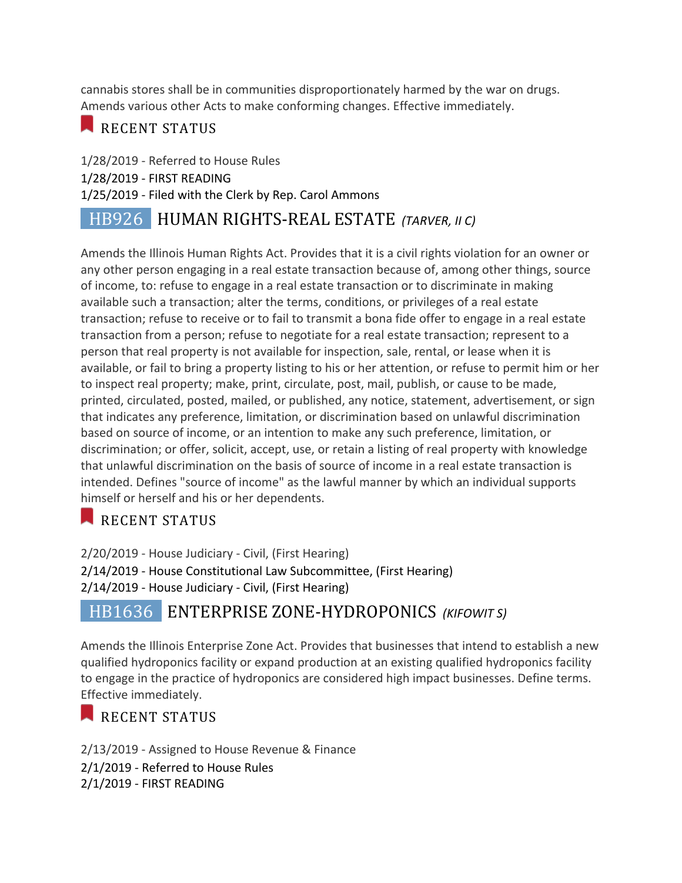cannabis stores shall be in communities disproportionately harmed by the war on drugs. Amends various other Acts to make conforming changes. Effective immediately.

### RECENT STATUS

1/28/2019 - Referred to House Rules
1/28/2019 - FIRST READING
1/25/2019 - Filed with the Clerk by Rep. Carol Ammons

## HB926 HUMAN RIGHTS-REAL ESTATE *(TARVER, II C)*

Amends the Illinois Human Rights Act. Provides that it is a civil rights violation for an owner or any other person engaging in a real estate transaction because of, among other things, source of income, to: refuse to engage in a real estate transaction or to discriminate in making available such a transaction; alter the terms, conditions, or privileges of a real estate transaction; refuse to receive or to fail to transmit a bona fide offer to engage in a real estate transaction from a person; refuse to negotiate for a real estate transaction; represent to a person that real property is not available for inspection, sale, rental, or lease when it is available, or fail to bring a property listing to his or her attention, or refuse to permit him or her to inspect real property; make, print, circulate, post, mail, publish, or cause to be made, printed, circulated, posted, mailed, or published, any notice, statement, advertisement, or sign that indicates any preference, limitation, or discrimination based on unlawful discrimination based on source of income, or an intention to make any such preference, limitation, or discrimination; or offer, solicit, accept, use, or retain a listing of real property with knowledge that unlawful discrimination on the basis of source of income in a real estate transaction is intended. Defines "source of income" as the lawful manner by which an individual supports himself or herself and his or her dependents.

### RECENT STATUS

2/20/2019 - House Judiciary - Civil, (First Hearing)
2/14/2019 - House Constitutional Law Subcommittee, (First Hearing)
2/14/2019 - House Judiciary - Civil, (First Hearing)

## HB1636 ENTERPRISE ZONE-HYDROPONICS *(KIFOWIT S)*

Amends the Illinois Enterprise Zone Act. Provides that businesses that intend to establish a new qualified hydroponics facility or expand production at an existing qualified hydroponics facility to engage in the practice of hydroponics are considered high impact businesses. Define terms. Effective immediately.

### RECENT STATUS

2/13/2019 - Assigned to House Revenue & Finance
2/1/2019 - Referred to House Rules
2/1/2019 - FIRST READING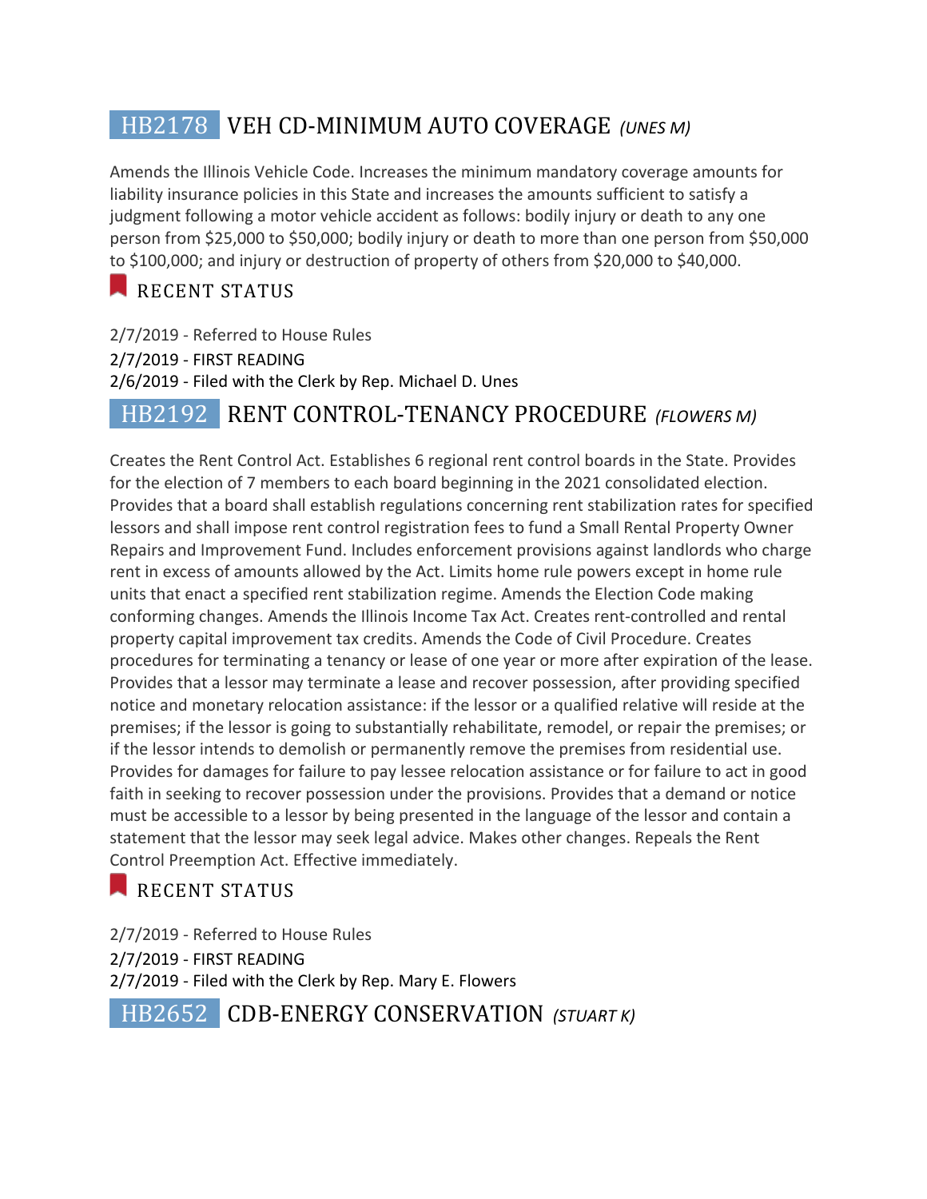## HB2178 VEH CD-MINIMUM AUTO COVERAGE *(UNES M)*

Amends the Illinois Vehicle Code. Increases the minimum mandatory coverage amounts for liability insurance policies in this State and increases the amounts sufficient to satisfy a judgment following a motor vehicle accident as follows: bodily injury or death to any one person from $25,000 to $50,000; bodily injury or death to more than one person from $50,000 to $100,000; and injury or destruction of property of others from $20,000 to $40,000.

### RECENT STATUS

2/7/2019 - Referred to House Rules

2/7/2019 - FIRST READING

2/6/2019 - Filed with the Clerk by Rep. Michael D. Unes

## HB2192 RENT CONTROL-TENANCY PROCEDURE *(FLOWERS M)*

Creates the Rent Control Act. Establishes 6 regional rent control boards in the State. Provides for the election of 7 members to each board beginning in the 2021 consolidated election. Provides that a board shall establish regulations concerning rent stabilization rates for specified lessors and shall impose rent control registration fees to fund a Small Rental Property Owner Repairs and Improvement Fund. Includes enforcement provisions against landlords who charge rent in excess of amounts allowed by the Act. Limits home rule powers except in home rule units that enact a specified rent stabilization regime. Amends the Election Code making conforming changes. Amends the Illinois Income Tax Act. Creates rent-controlled and rental property capital improvement tax credits. Amends the Code of Civil Procedure. Creates procedures for terminating a tenancy or lease of one year or more after expiration of the lease. Provides that a lessor may terminate a lease and recover possession, after providing specified notice and monetary relocation assistance: if the lessor or a qualified relative will reside at the premises; if the lessor is going to substantially rehabilitate, remodel, or repair the premises; or if the lessor intends to demolish or permanently remove the premises from residential use. Provides for damages for failure to pay lessee relocation assistance or for failure to act in good faith in seeking to recover possession under the provisions. Provides that a demand or notice must be accessible to a lessor by being presented in the language of the lessor and contain a statement that the lessor may seek legal advice. Makes other changes. Repeals the Rent Control Preemption Act. Effective immediately.

### RECENT STATUS

2/7/2019 - Referred to House Rules

2/7/2019 - FIRST READING

2/7/2019 - Filed with the Clerk by Rep. Mary E. Flowers

## HB2652 CDB-ENERGY CONSERVATION *(STUART K)*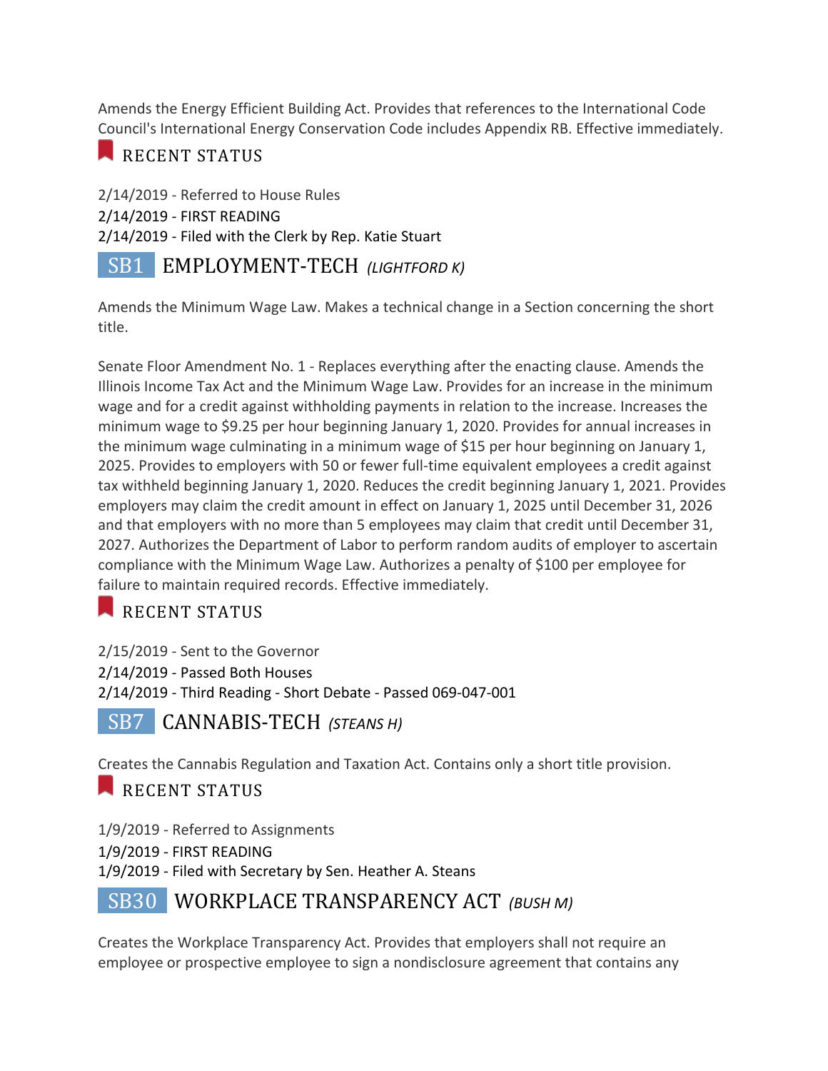Amends the Energy Efficient Building Act. Provides that references to the International Code Council's International Energy Conservation Code includes Appendix RB. Effective immediately.

### RECENT STATUS

2/14/2019 - Referred to House Rules
2/14/2019 - FIRST READING
2/14/2019 - Filed with the Clerk by Rep. Katie Stuart

## SB1 EMPLOYMENT-TECH *(LIGHTFORD K)*

Amends the Minimum Wage Law. Makes a technical change in a Section concerning the short title.

Senate Floor Amendment No. 1 - Replaces everything after the enacting clause. Amends the Illinois Income Tax Act and the Minimum Wage Law. Provides for an increase in the minimum wage and for a credit against withholding payments in relation to the increase. Increases the minimum wage to $9.25 per hour beginning January 1, 2020. Provides for annual increases in the minimum wage culminating in a minimum wage of $15 per hour beginning on January 1, 2025. Provides to employers with 50 or fewer full-time equivalent employees a credit against tax withheld beginning January 1, 2020. Reduces the credit beginning January 1, 2021. Provides employers may claim the credit amount in effect on January 1, 2025 until December 31, 2026 and that employers with no more than 5 employees may claim that credit until December 31, 2027. Authorizes the Department of Labor to perform random audits of employer to ascertain compliance with the Minimum Wage Law. Authorizes a penalty of $100 per employee for failure to maintain required records. Effective immediately.

### RECENT STATUS

2/15/2019 - Sent to the Governor
2/14/2019 - Passed Both Houses
2/14/2019 - Third Reading - Short Debate - Passed 069-047-001

## SB7 CANNABIS-TECH *(STEANS H)*

Creates the Cannabis Regulation and Taxation Act. Contains only a short title provision.

### RECENT STATUS

1/9/2019 - Referred to Assignments
1/9/2019 - FIRST READING
1/9/2019 - Filed with Secretary by Sen. Heather A. Steans

## SB30 WORKPLACE TRANSPARENCY ACT *(BUSH M)*

Creates the Workplace Transparency Act. Provides that employers shall not require an employee or prospective employee to sign a nondisclosure agreement that contains any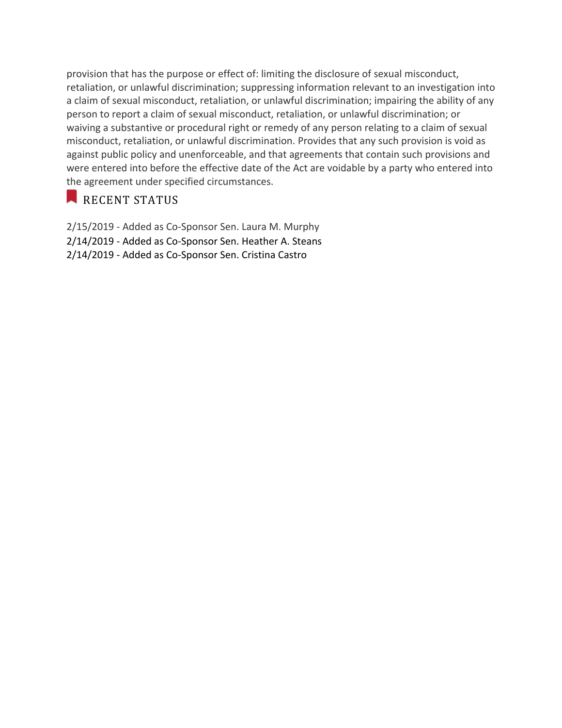provision that has the purpose or effect of: limiting the disclosure of sexual misconduct, retaliation, or unlawful discrimination; suppressing information relevant to an investigation into a claim of sexual misconduct, retaliation, or unlawful discrimination; impairing the ability of any person to report a claim of sexual misconduct, retaliation, or unlawful discrimination; or waiving a substantive or procedural right or remedy of any person relating to a claim of sexual misconduct, retaliation, or unlawful discrimination. Provides that any such provision is void as against public policy and unenforceable, and that agreements that contain such provisions and were entered into before the effective date of the Act are voidable by a party who entered into the agreement under specified circumstances.

## RECENT STATUS

2/15/2019 - Added as Co-Sponsor Sen. Laura M. Murphy
2/14/2019 - Added as Co-Sponsor Sen. Heather A. Steans
2/14/2019 - Added as Co-Sponsor Sen. Cristina Castro